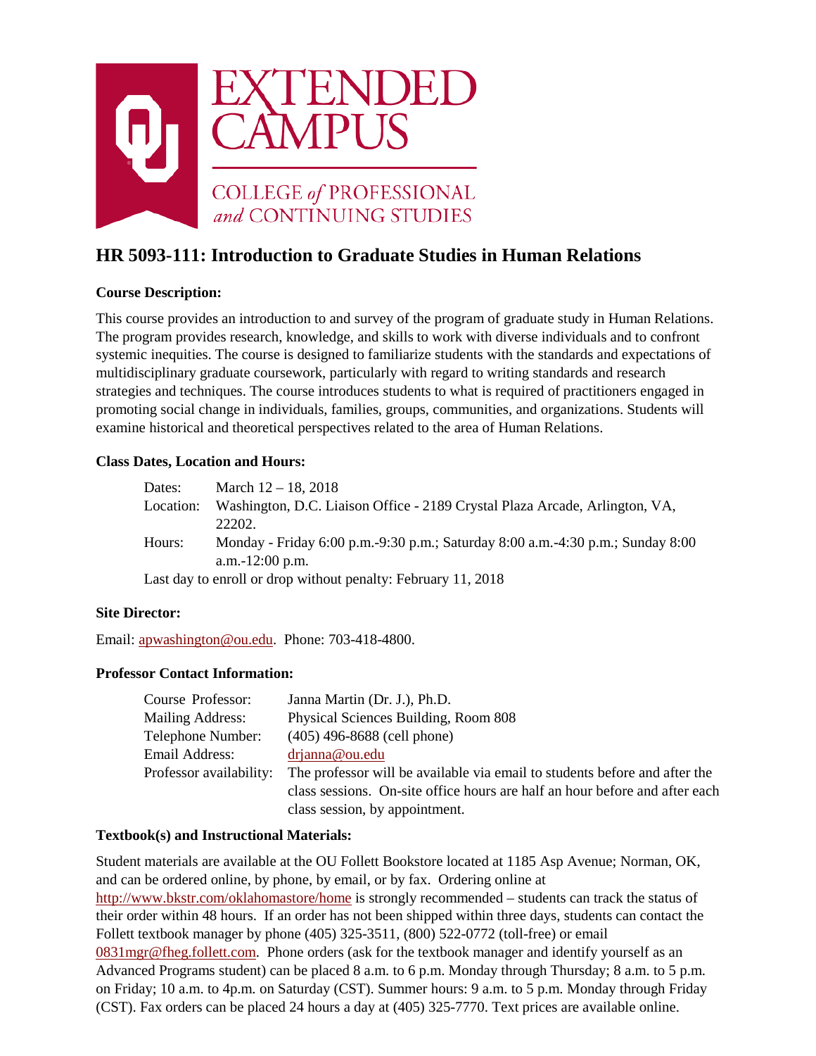EXTENDED CAMPUS

COLLEGE *of* PROFESSIONAL *and* CONTINUING STUDIES

# HR 5093-111: Introduction to Graduate Studies in Human Relations

**Course Description:**

This course provides an introduction to and survey of the program of graduate study in Human Relations. The program provides research, knowledge, and skills to work with diverse individuals and to confront systemic inequities. The course is designed to familiarize students with the standards and expectations of multidisciplinary graduate coursework, particularly with regard to writing standards and research strategies and techniques. The course introduces students to what is required of practitioners engaged in promoting social change in individuals, families, groups, communities, and organizations. Students will examine historical and theoretical perspectives related to the area of Human Relations.

**Class Dates, Location and Hours:**

Dates: March 12 – 18, 2018

Location: Washington, D.C. Liaison Office - 2189 Crystal Plaza Arcade, Arlington, VA, 22202.

Hours: Monday - Friday 6:00 p.m.-9:30 p.m.; Saturday 8:00 a.m.-4:30 p.m.; Sunday 8:00 a.m.-12:00 p.m.

Last day to enroll or drop without penalty: February 11, 2018

**Site Director:**

Email: apwashington@ou.edu. Phone: 703-418-4800.

**Professor Contact Information:**

Course Professor: Janna Martin (Dr. J.), Ph.D.

Mailing Address: Physical Sciences Building, Room 808

Telephone Number: (405) 496-8688 (cell phone)

Email Address: drjanna@ou.edu

Professor availability: The professor will be available via email to students before and after the class sessions. On-site office hours are half an hour before and after each class session, by appointment.

**Textbook(s) and Instructional Materials:**

Student materials are available at the OU Follett Bookstore located at 1185 Asp Avenue; Norman, OK, and can be ordered online, by phone, by email, or by fax. Ordering online at http://www.bkstr.com/oklahomastore/home is strongly recommended – students can track the status of their order within 48 hours. If an order has not been shipped within three days, students can contact the Follett textbook manager by phone (405) 325-3511, (800) 522-0772 (toll-free) or email 0831mgr@fheg.follett.com. Phone orders (ask for the textbook manager and identify yourself as an Advanced Programs student) can be placed 8 a.m. to 6 p.m. Monday through Thursday; 8 a.m. to 5 p.m. on Friday; 10 a.m. to 4p.m. on Saturday (CST). Summer hours: 9 a.m. to 5 p.m. Monday through Friday (CST). Fax orders can be placed 24 hours a day at (405) 325-7770. Text prices are available online.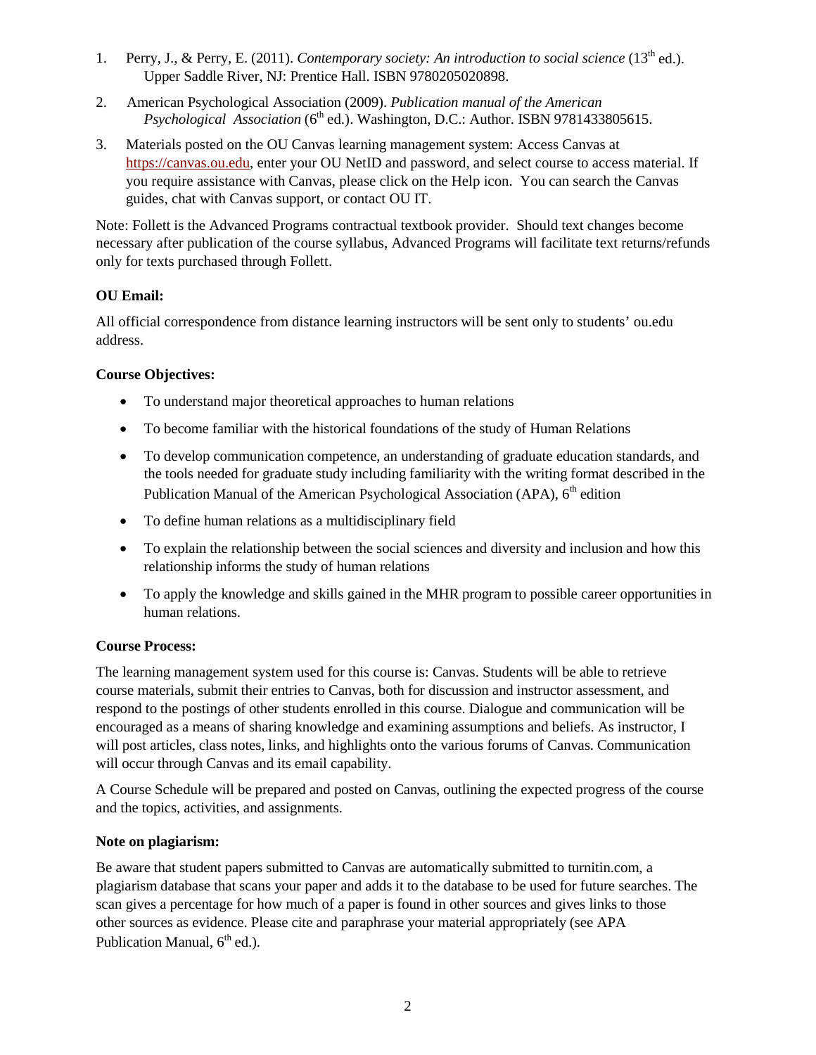1. Perry, J., & Perry, E. (2011). *Contemporary society: An introduction to social science* (13th ed.). Upper Saddle River, NJ: Prentice Hall. ISBN 9780205020898.
2. American Psychological Association (2009). *Publication manual of the American Psychological Association* (6th ed.). Washington, D.C.: Author. ISBN 9781433805615.
3. Materials posted on the OU Canvas learning management system: Access Canvas at https://canvas.ou.edu, enter your OU NetID and password, and select course to access material. If you require assistance with Canvas, please click on the Help icon. You can search the Canvas guides, chat with Canvas support, or contact OU IT.

Note: Follett is the Advanced Programs contractual textbook provider. Should text changes become necessary after publication of the course syllabus, Advanced Programs will facilitate text returns/refunds only for texts purchased through Follett.

**OU Email:**

All official correspondence from distance learning instructors will be sent only to students' ou.edu address.

**Course Objectives:**

- To understand major theoretical approaches to human relations
- To become familiar with the historical foundations of the study of Human Relations
- To develop communication competence, an understanding of graduate education standards, and the tools needed for graduate study including familiarity with the writing format described in the Publication Manual of the American Psychological Association (APA), 6th edition
- To define human relations as a multidisciplinary field
- To explain the relationship between the social sciences and diversity and inclusion and how this relationship informs the study of human relations
- To apply the knowledge and skills gained in the MHR program to possible career opportunities in human relations.

**Course Process:**

The learning management system used for this course is: Canvas. Students will be able to retrieve course materials, submit their entries to Canvas, both for discussion and instructor assessment, and respond to the postings of other students enrolled in this course. Dialogue and communication will be encouraged as a means of sharing knowledge and examining assumptions and beliefs. As instructor, I will post articles, class notes, links, and highlights onto the various forums of Canvas. Communication will occur through Canvas and its email capability.

A Course Schedule will be prepared and posted on Canvas, outlining the expected progress of the course and the topics, activities, and assignments.

**Note on plagiarism:**

Be aware that student papers submitted to Canvas are automatically submitted to turnitin.com, a plagiarism database that scans your paper and adds it to the database to be used for future searches. The scan gives a percentage for how much of a paper is found in other sources and gives links to those other sources as evidence. Please cite and paraphrase your material appropriately (see APA Publication Manual, 6th ed.).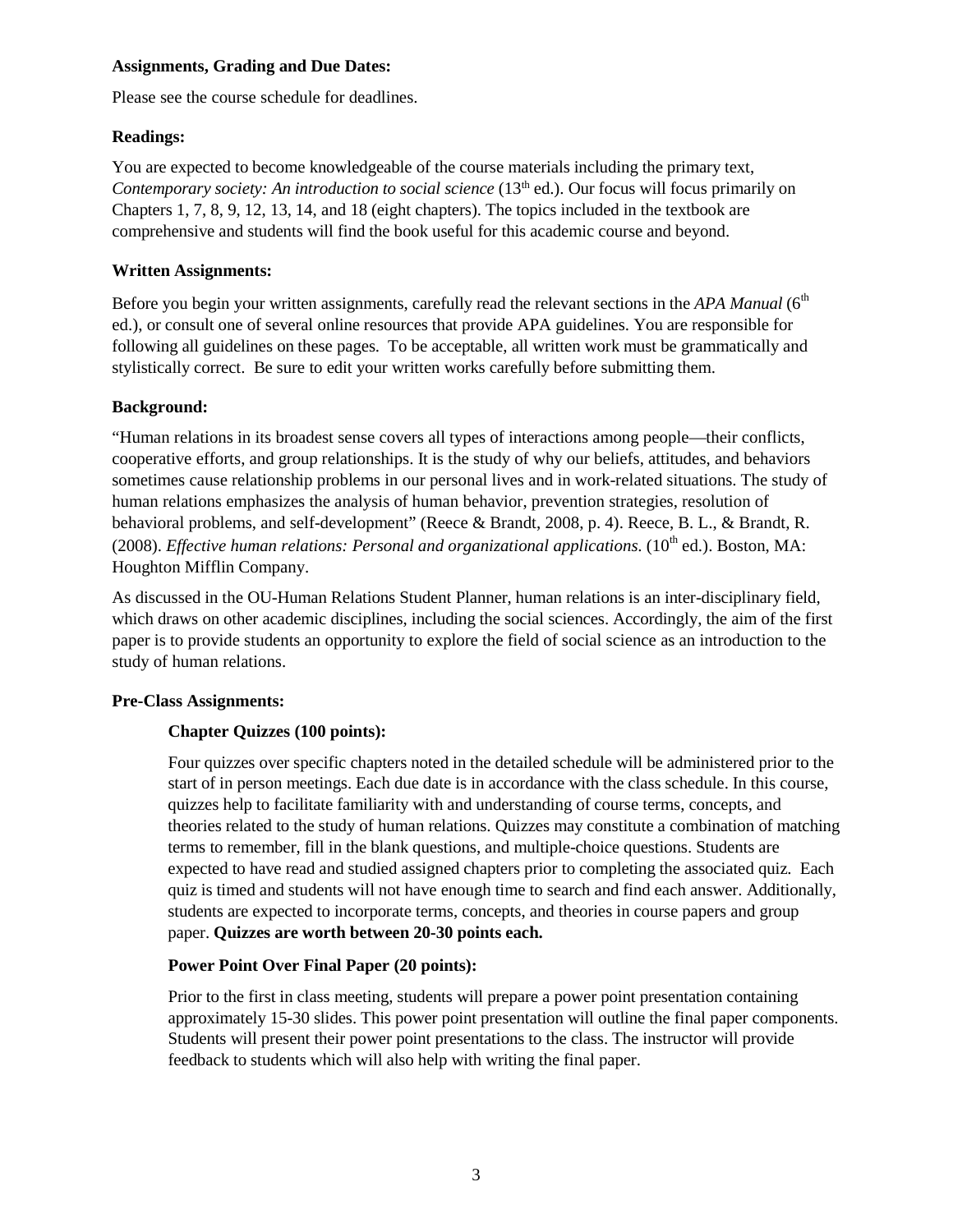**Assignments, Grading and Due Dates:**

Please see the course schedule for deadlines.

**Readings:**

You are expected to become knowledgeable of the course materials including the primary text, *Contemporary society: An introduction to social science* (13th ed.). Our focus will focus primarily on Chapters 1, 7, 8, 9, 12, 13, 14, and 18 (eight chapters). The topics included in the textbook are comprehensive and students will find the book useful for this academic course and beyond.

**Written Assignments:**

Before you begin your written assignments, carefully read the relevant sections in the *APA Manual* (6th ed.), or consult one of several online resources that provide APA guidelines. You are responsible for following all guidelines on these pages. To be acceptable, all written work must be grammatically and stylistically correct. Be sure to edit your written works carefully before submitting them.

**Background:**

"Human relations in its broadest sense covers all types of interactions among people—their conflicts, cooperative efforts, and group relationships. It is the study of why our beliefs, attitudes, and behaviors sometimes cause relationship problems in our personal lives and in work-related situations. The study of human relations emphasizes the analysis of human behavior, prevention strategies, resolution of behavioral problems, and self-development" (Reece & Brandt, 2008, p. 4). Reece, B. L., & Brandt, R. (2008). *Effective human relations: Personal and organizational applications.* (10th ed.). Boston, MA: Houghton Mifflin Company.

As discussed in the OU-Human Relations Student Planner, human relations is an inter-disciplinary field, which draws on other academic disciplines, including the social sciences. Accordingly, the aim of the first paper is to provide students an opportunity to explore the field of social science as an introduction to the study of human relations.

**Pre-Class Assignments:**

**Chapter Quizzes (100 points):**

Four quizzes over specific chapters noted in the detailed schedule will be administered prior to the start of in person meetings. Each due date is in accordance with the class schedule. In this course, quizzes help to facilitate familiarity with and understanding of course terms, concepts, and theories related to the study of human relations. Quizzes may constitute a combination of matching terms to remember, fill in the blank questions, and multiple-choice questions. Students are expected to have read and studied assigned chapters prior to completing the associated quiz. Each quiz is timed and students will not have enough time to search and find each answer. Additionally, students are expected to incorporate terms, concepts, and theories in course papers and group paper. **Quizzes are worth between 20-30 points each.**

**Power Point Over Final Paper (20 points):**

Prior to the first in class meeting, students will prepare a power point presentation containing approximately 15-30 slides. This power point presentation will outline the final paper components. Students will present their power point presentations to the class. The instructor will provide feedback to students which will also help with writing the final paper.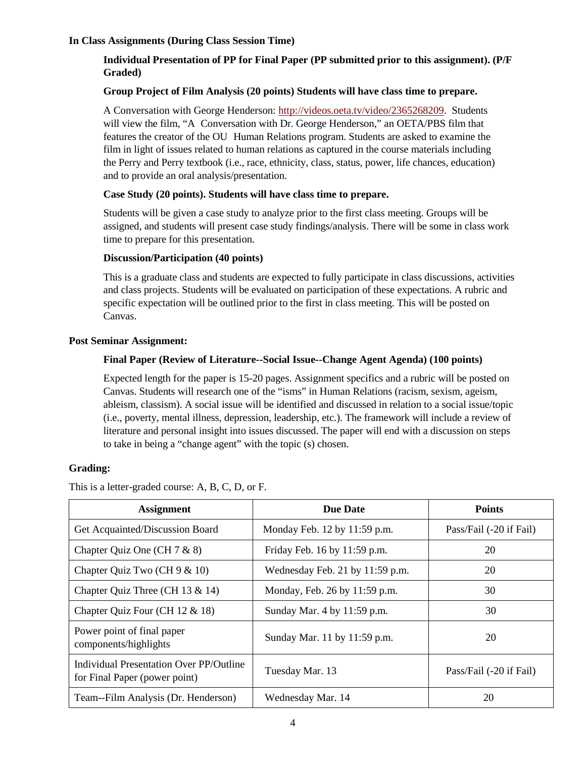**In Class Assignments (During Class Session Time)**

**Individual Presentation of PP for Final Paper (PP submitted prior to this assignment). (P/F Graded)**

**Group Project of Film Analysis (20 points) Students will have class time to prepare.**

A Conversation with George Henderson: http://videos.oeta.tv/video/2365268209. Students will view the film, "A Conversation with Dr. George Henderson," an OETA/PBS film that features the creator of the OU Human Relations program. Students are asked to examine the film in light of issues related to human relations as captured in the course materials including the Perry and Perry textbook (i.e., race, ethnicity, class, status, power, life chances, education) and to provide an oral analysis/presentation.

**Case Study (20 points). Students will have class time to prepare.**

Students will be given a case study to analyze prior to the first class meeting. Groups will be assigned, and students will present case study findings/analysis. There will be some in class work time to prepare for this presentation.

**Discussion/Participation (40 points)**

This is a graduate class and students are expected to fully participate in class discussions, activities and class projects. Students will be evaluated on participation of these expectations. A rubric and specific expectation will be outlined prior to the first in class meeting. This will be posted on Canvas.

**Post Seminar Assignment:**

**Final Paper (Review of Literature--Social Issue--Change Agent Agenda) (100 points)**

Expected length for the paper is 15-20 pages. Assignment specifics and a rubric will be posted on Canvas. Students will research one of the "isms" in Human Relations (racism, sexism, ageism, ableism, classism). A social issue will be identified and discussed in relation to a social issue/topic (i.e., poverty, mental illness, depression, leadership, etc.). The framework will include a review of literature and personal insight into issues discussed. The paper will end with a discussion on steps to take in being a "change agent" with the topic (s) chosen.

**Grading:**

This is a letter-graded course: A, B, C, D, or F.

| Assignment | Due Date | Points |
|---|---|---|
| Get Acquainted/Discussion Board | Monday Feb. 12 by 11:59 p.m. | Pass/Fail (-20 if Fail) |
| Chapter Quiz One (CH 7 & 8) | Friday Feb. 16 by 11:59 p.m. | 20 |
| Chapter Quiz Two (CH 9 & 10) | Wednesday Feb. 21 by 11:59 p.m. | 20 |
| Chapter Quiz Three (CH 13 & 14) | Monday, Feb. 26 by 11:59 p.m. | 30 |
| Chapter Quiz Four (CH 12 & 18) | Sunday Mar. 4 by 11:59 p.m. | 30 |
| Power point of final paper components/highlights | Sunday Mar. 11 by 11:59 p.m. | 20 |
| Individual Presentation Over PP/Outline for Final Paper (power point) | Tuesday Mar. 13 | Pass/Fail (-20 if Fail) |
| Team--Film Analysis (Dr. Henderson) | Wednesday Mar. 14 | 20 |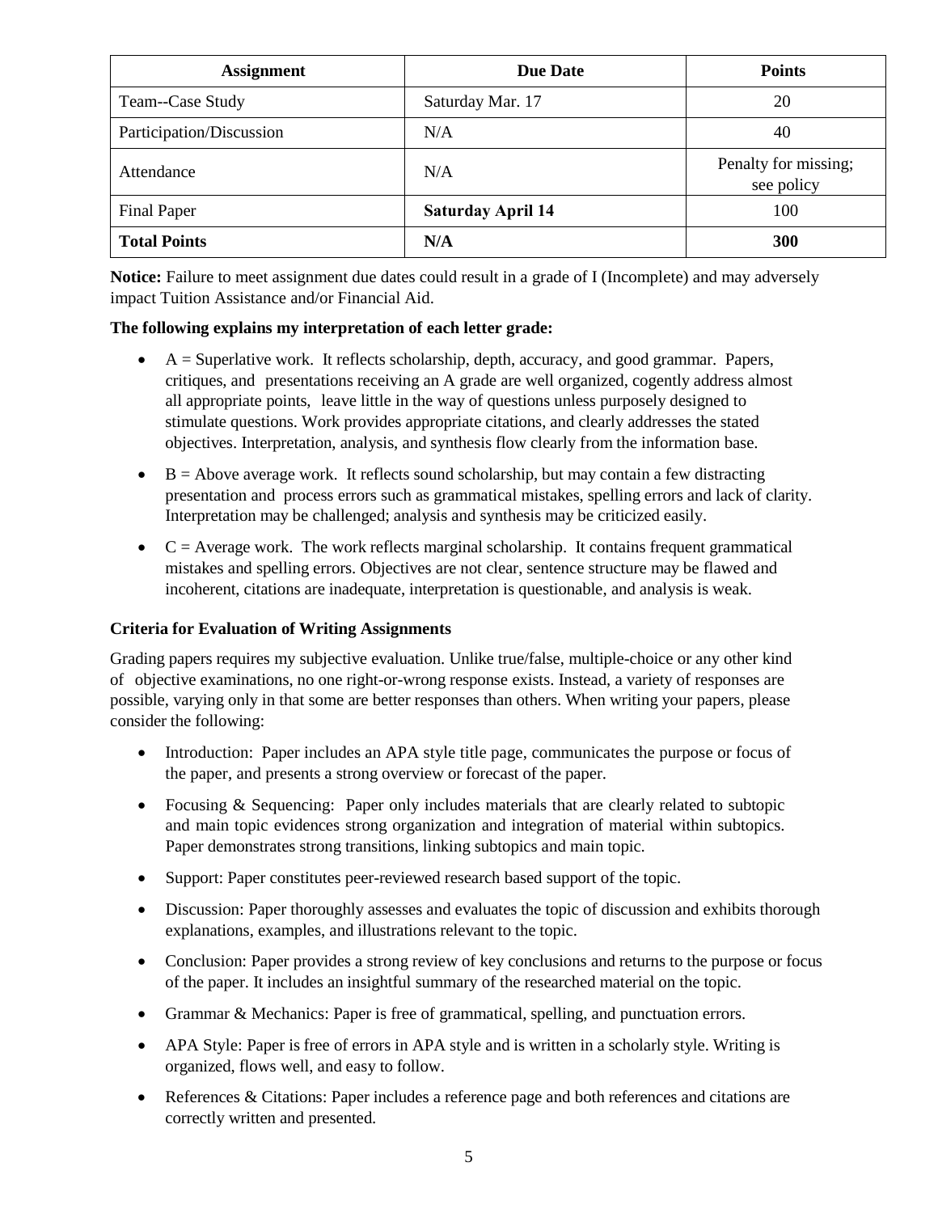| Assignment | Due Date | Points |
| --- | --- | --- |
| Team--Case Study | Saturday Mar. 17 | 20 |
| Participation/Discussion | N/A | 40 |
| Attendance | N/A | Penalty for missing; see policy |
| Final Paper | **Saturday April 14** | 100 |
| **Total Points** | **N/A** | **300** |

**Notice:** Failure to meet assignment due dates could result in a grade of I (Incomplete) and may adversely impact Tuition Assistance and/or Financial Aid.

**The following explains my interpretation of each letter grade:**

- A = Superlative work. It reflects scholarship, depth, accuracy, and good grammar. Papers, critiques, and presentations receiving an A grade are well organized, cogently address almost all appropriate points, leave little in the way of questions unless purposely designed to stimulate questions. Work provides appropriate citations, and clearly addresses the stated objectives. Interpretation, analysis, and synthesis flow clearly from the information base.
- B = Above average work. It reflects sound scholarship, but may contain a few distracting presentation and process errors such as grammatical mistakes, spelling errors and lack of clarity. Interpretation may be challenged; analysis and synthesis may be criticized easily.
- C = Average work. The work reflects marginal scholarship. It contains frequent grammatical mistakes and spelling errors. Objectives are not clear, sentence structure may be flawed and incoherent, citations are inadequate, interpretation is questionable, and analysis is weak.

**Criteria for Evaluation of Writing Assignments**

Grading papers requires my subjective evaluation. Unlike true/false, multiple-choice or any other kind of objective examinations, no one right-or-wrong response exists. Instead, a variety of responses are possible, varying only in that some are better responses than others. When writing your papers, please consider the following:

- Introduction: Paper includes an APA style title page, communicates the purpose or focus of the paper, and presents a strong overview or forecast of the paper.
- Focusing & Sequencing: Paper only includes materials that are clearly related to subtopic and main topic evidences strong organization and integration of material within subtopics. Paper demonstrates strong transitions, linking subtopics and main topic.
- Support: Paper constitutes peer-reviewed research based support of the topic.
- Discussion: Paper thoroughly assesses and evaluates the topic of discussion and exhibits thorough explanations, examples, and illustrations relevant to the topic.
- Conclusion: Paper provides a strong review of key conclusions and returns to the purpose or focus of the paper. It includes an insightful summary of the researched material on the topic.
- Grammar & Mechanics: Paper is free of grammatical, spelling, and punctuation errors.
- APA Style: Paper is free of errors in APA style and is written in a scholarly style. Writing is organized, flows well, and easy to follow.
- References & Citations: Paper includes a reference page and both references and citations are correctly written and presented.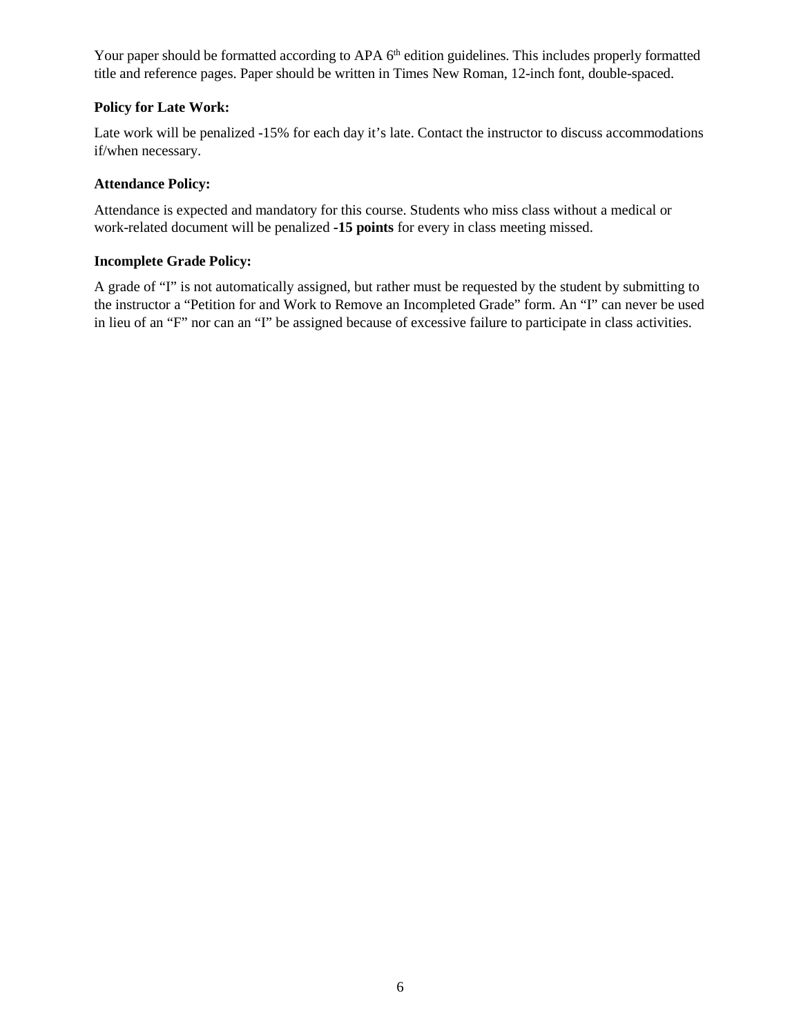Your paper should be formatted according to APA 6th edition guidelines. This includes properly formatted title and reference pages. Paper should be written in Times New Roman, 12-inch font, double-spaced.

**Policy for Late Work:**

Late work will be penalized -15% for each day it's late. Contact the instructor to discuss accommodations if/when necessary.

**Attendance Policy:**

Attendance is expected and mandatory for this course. Students who miss class without a medical or work-related document will be penalized **-15 points** for every in class meeting missed.

**Incomplete Grade Policy:**

A grade of "I" is not automatically assigned, but rather must be requested by the student by submitting to the instructor a "Petition for and Work to Remove an Incompleted Grade" form. An "I" can never be used in lieu of an "F" nor can an "I" be assigned because of excessive failure to participate in class activities.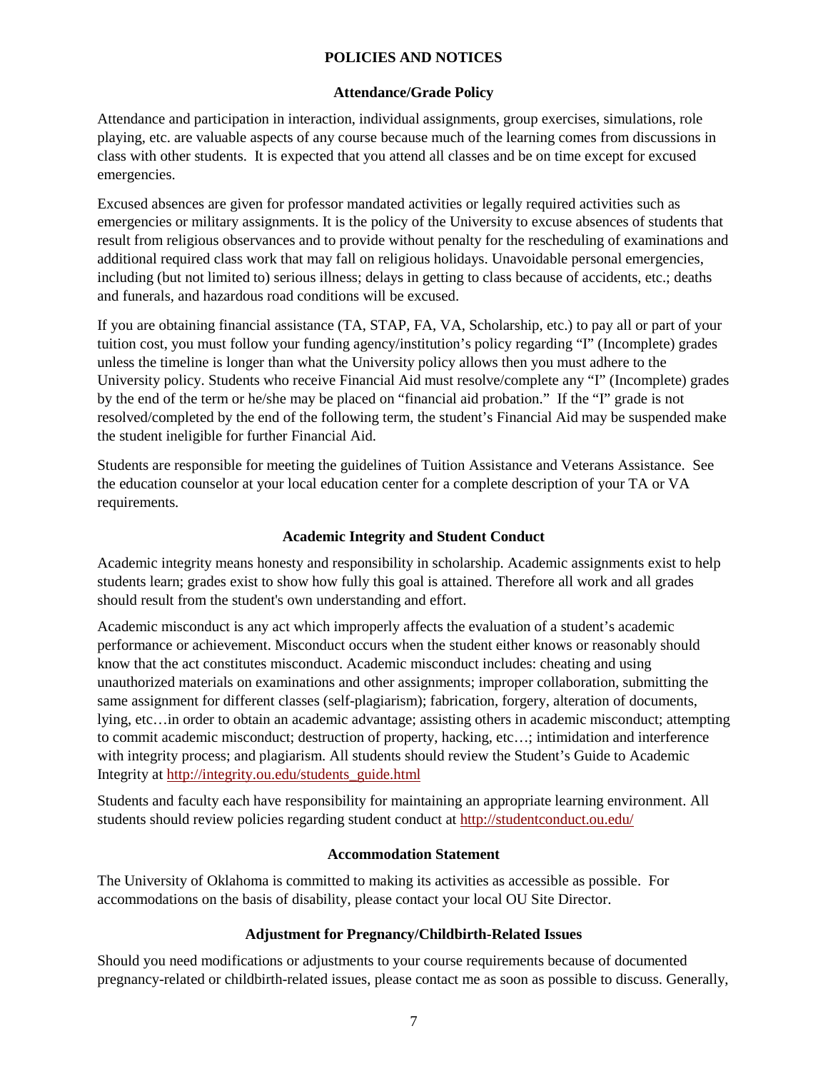## POLICIES AND NOTICES

### Attendance/Grade Policy

Attendance and participation in interaction, individual assignments, group exercises, simulations, role playing, etc. are valuable aspects of any course because much of the learning comes from discussions in class with other students. It is expected that you attend all classes and be on time except for excused emergencies.

Excused absences are given for professor mandated activities or legally required activities such as emergencies or military assignments. It is the policy of the University to excuse absences of students that result from religious observances and to provide without penalty for the rescheduling of examinations and additional required class work that may fall on religious holidays. Unavoidable personal emergencies, including (but not limited to) serious illness; delays in getting to class because of accidents, etc.; deaths and funerals, and hazardous road conditions will be excused.

If you are obtaining financial assistance (TA, STAP, FA, VA, Scholarship, etc.) to pay all or part of your tuition cost, you must follow your funding agency/institution's policy regarding "I" (Incomplete) grades unless the timeline is longer than what the University policy allows then you must adhere to the University policy. Students who receive Financial Aid must resolve/complete any "I" (Incomplete) grades by the end of the term or he/she may be placed on "financial aid probation." If the "I" grade is not resolved/completed by the end of the following term, the student's Financial Aid may be suspended make the student ineligible for further Financial Aid.

Students are responsible for meeting the guidelines of Tuition Assistance and Veterans Assistance. See the education counselor at your local education center for a complete description of your TA or VA requirements.

### Academic Integrity and Student Conduct

Academic integrity means honesty and responsibility in scholarship. Academic assignments exist to help students learn; grades exist to show how fully this goal is attained. Therefore all work and all grades should result from the student's own understanding and effort.

Academic misconduct is any act which improperly affects the evaluation of a student's academic performance or achievement. Misconduct occurs when the student either knows or reasonably should know that the act constitutes misconduct. Academic misconduct includes: cheating and using unauthorized materials on examinations and other assignments; improper collaboration, submitting the same assignment for different classes (self-plagiarism); fabrication, forgery, alteration of documents, lying, etc…in order to obtain an academic advantage; assisting others in academic misconduct; attempting to commit academic misconduct; destruction of property, hacking, etc…; intimidation and interference with integrity process; and plagiarism. All students should review the Student's Guide to Academic Integrity at http://integrity.ou.edu/students_guide.html

Students and faculty each have responsibility for maintaining an appropriate learning environment. All students should review policies regarding student conduct at http://studentconduct.ou.edu/

### Accommodation Statement

The University of Oklahoma is committed to making its activities as accessible as possible. For accommodations on the basis of disability, please contact your local OU Site Director.

### Adjustment for Pregnancy/Childbirth-Related Issues

Should you need modifications or adjustments to your course requirements because of documented pregnancy-related or childbirth-related issues, please contact me as soon as possible to discuss. Generally,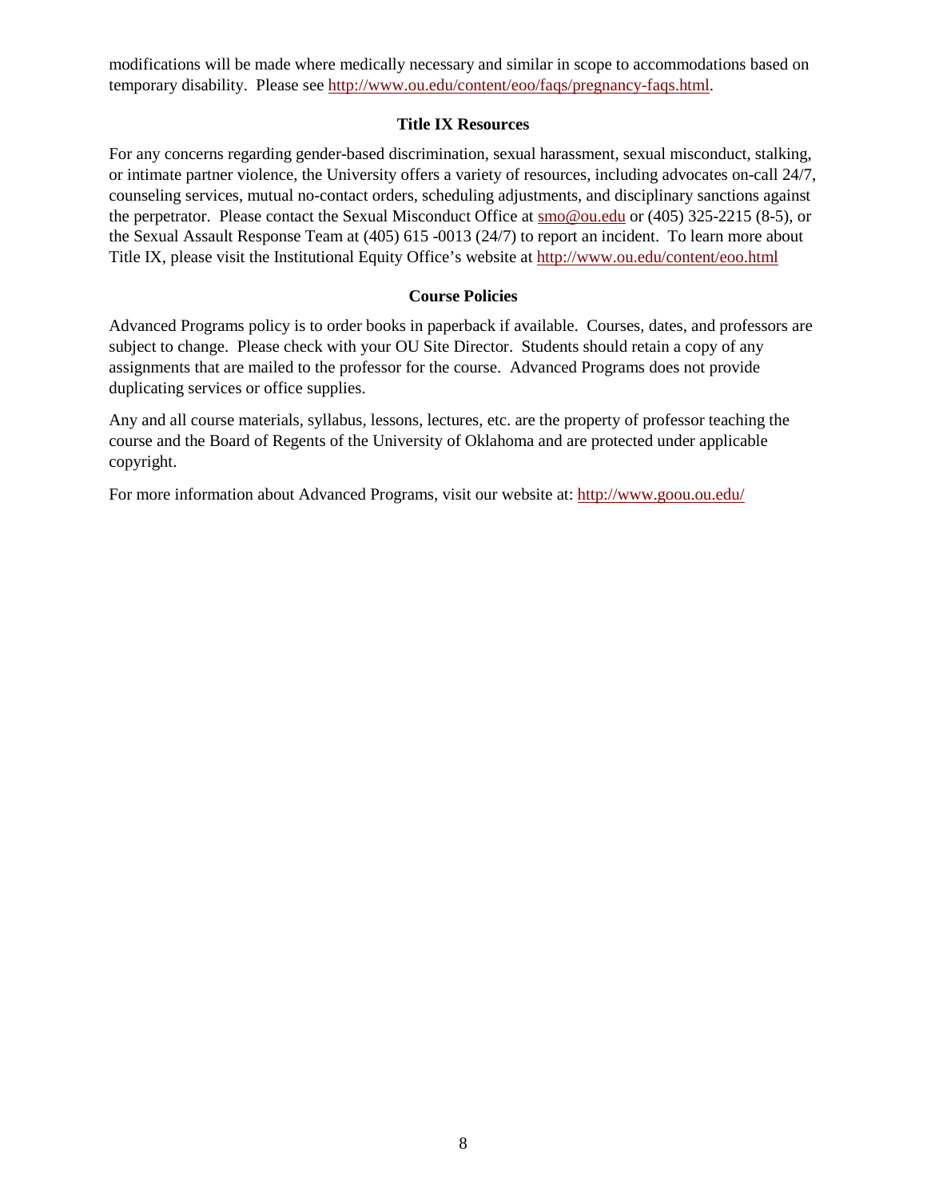modifications will be made where medically necessary and similar in scope to accommodations based on temporary disability. Please see http://www.ou.edu/content/eoo/faqs/pregnancy-faqs.html.

### Title IX Resources

For any concerns regarding gender-based discrimination, sexual harassment, sexual misconduct, stalking, or intimate partner violence, the University offers a variety of resources, including advocates on-call 24/7, counseling services, mutual no-contact orders, scheduling adjustments, and disciplinary sanctions against the perpetrator. Please contact the Sexual Misconduct Office at smo@ou.edu or (405) 325-2215 (8-5), or the Sexual Assault Response Team at (405) 615 -0013 (24/7) to report an incident. To learn more about Title IX, please visit the Institutional Equity Office's website at http://www.ou.edu/content/eoo.html

### Course Policies

Advanced Programs policy is to order books in paperback if available. Courses, dates, and professors are subject to change. Please check with your OU Site Director. Students should retain a copy of any assignments that are mailed to the professor for the course. Advanced Programs does not provide duplicating services or office supplies.

Any and all course materials, syllabus, lessons, lectures, etc. are the property of professor teaching the course and the Board of Regents of the University of Oklahoma and are protected under applicable copyright.

For more information about Advanced Programs, visit our website at: http://www.goou.ou.edu/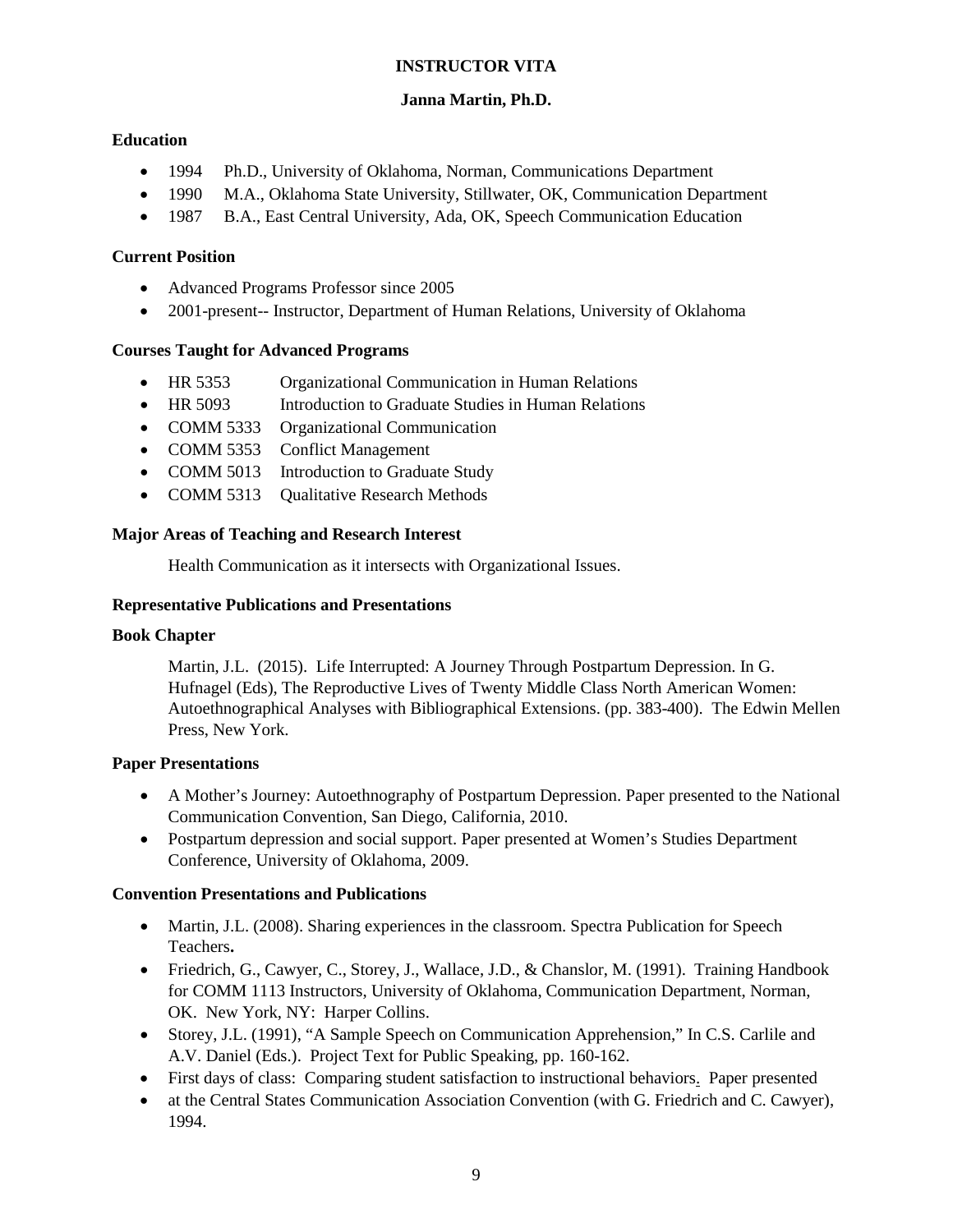# INSTRUCTOR VITA

## Janna Martin, Ph.D.

### Education

- 1994 Ph.D., University of Oklahoma, Norman, Communications Department
- 1990 M.A., Oklahoma State University, Stillwater, OK, Communication Department
- 1987 B.A., East Central University, Ada, OK, Speech Communication Education

### Current Position

- Advanced Programs Professor since 2005
- 2001-present-- Instructor, Department of Human Relations, University of Oklahoma

### Courses Taught for Advanced Programs

- HR 5353 Organizational Communication in Human Relations
- HR 5093 Introduction to Graduate Studies in Human Relations
- COMM 5333 Organizational Communication
- COMM 5353 Conflict Management
- COMM 5013 Introduction to Graduate Study
- COMM 5313 Qualitative Research Methods

### Major Areas of Teaching and Research Interest

Health Communication as it intersects with Organizational Issues.

### Representative Publications and Presentations

### Book Chapter

Martin, J.L. (2015). Life Interrupted: A Journey Through Postpartum Depression. In G. Hufnagel (Eds), The Reproductive Lives of Twenty Middle Class North American Women: Autoethnographical Analyses with Bibliographical Extensions. (pp. 383-400). The Edwin Mellen Press, New York.

### Paper Presentations

- A Mother's Journey: Autoethnography of Postpartum Depression. Paper presented to the National Communication Convention, San Diego, California, 2010.
- Postpartum depression and social support. Paper presented at Women's Studies Department Conference, University of Oklahoma, 2009.

### Convention Presentations and Publications

- Martin, J.L. (2008). Sharing experiences in the classroom. Spectra Publication for Speech Teachers**.**
- Friedrich, G., Cawyer, C., Storey, J., Wallace, J.D., & Chanslor, M. (1991). Training Handbook for COMM 1113 Instructors, University of Oklahoma, Communication Department, Norman, OK. New York, NY: Harper Collins.
- Storey, J.L. (1991), "A Sample Speech on Communication Apprehension," In C.S. Carlile and A.V. Daniel (Eds.). Project Text for Public Speaking, pp. 160-162.
- First days of class: Comparing student satisfaction to instructional behaviors. Paper presented
- at the Central States Communication Association Convention (with G. Friedrich and C. Cawyer), 1994.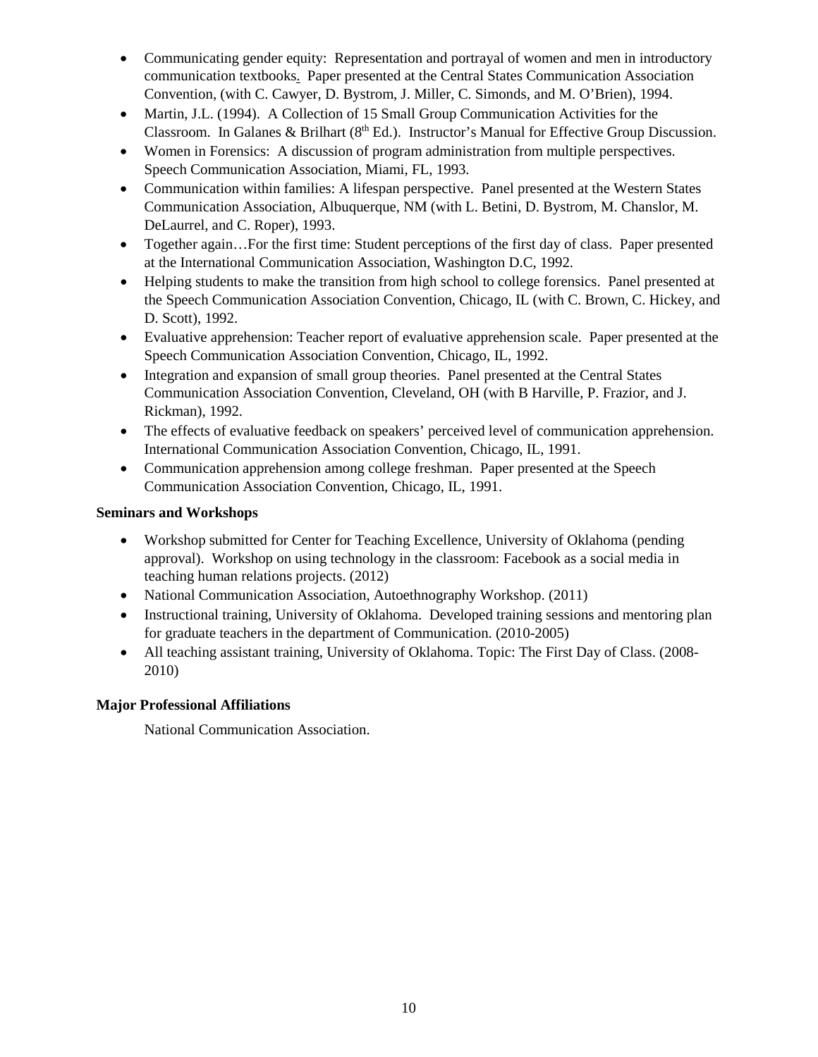- Communicating gender equity: Representation and portrayal of women and men in introductory communication textbooks. Paper presented at the Central States Communication Association Convention, (with C. Cawyer, D. Bystrom, J. Miller, C. Simonds, and M. O'Brien), 1994.
- Martin, J.L. (1994). A Collection of 15 Small Group Communication Activities for the Classroom. In Galanes & Brilhart (8th Ed.). Instructor's Manual for Effective Group Discussion.
- Women in Forensics: A discussion of program administration from multiple perspectives. Speech Communication Association, Miami, FL, 1993.
- Communication within families: A lifespan perspective. Panel presented at the Western States Communication Association, Albuquerque, NM (with L. Betini, D. Bystrom, M. Chanslor, M. DeLaurrel, and C. Roper), 1993.
- Together again…For the first time: Student perceptions of the first day of class. Paper presented at the International Communication Association, Washington D.C, 1992.
- Helping students to make the transition from high school to college forensics. Panel presented at the Speech Communication Association Convention, Chicago, IL (with C. Brown, C. Hickey, and D. Scott), 1992.
- Evaluative apprehension: Teacher report of evaluative apprehension scale. Paper presented at the Speech Communication Association Convention, Chicago, IL, 1992.
- Integration and expansion of small group theories. Panel presented at the Central States Communication Association Convention, Cleveland, OH (with B Harville, P. Frazior, and J. Rickman), 1992.
- The effects of evaluative feedback on speakers' perceived level of communication apprehension. International Communication Association Convention, Chicago, IL, 1991.
- Communication apprehension among college freshman. Paper presented at the Speech Communication Association Convention, Chicago, IL, 1991.

**Seminars and Workshops**

- Workshop submitted for Center for Teaching Excellence, University of Oklahoma (pending approval). Workshop on using technology in the classroom: Facebook as a social media in teaching human relations projects. (2012)
- National Communication Association, Autoethnography Workshop. (2011)
- Instructional training, University of Oklahoma. Developed training sessions and mentoring plan for graduate teachers in the department of Communication. (2010-2005)
- All teaching assistant training, University of Oklahoma. Topic: The First Day of Class. (2008-2010)

**Major Professional Affiliations**

National Communication Association.